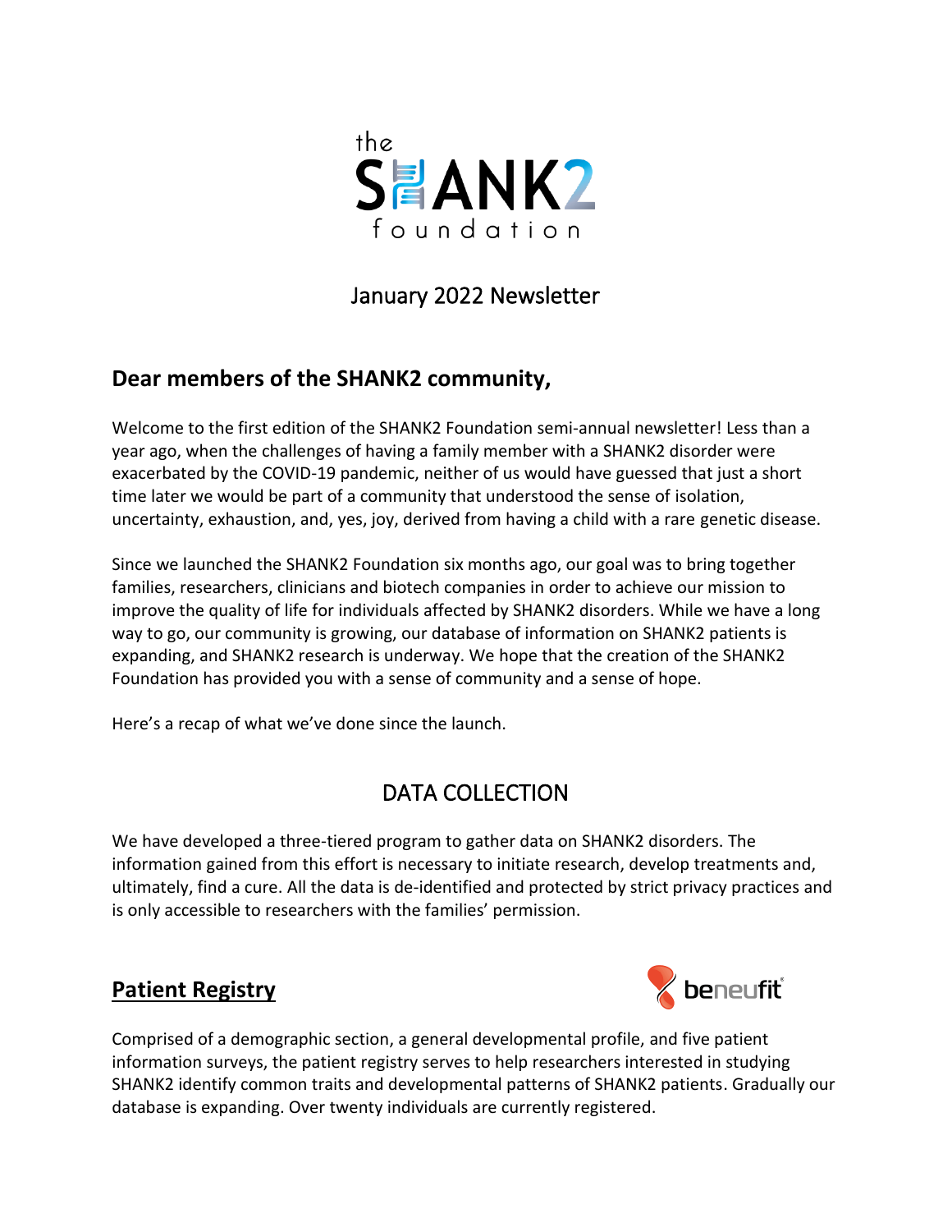the SHANK2 foundation

# January 2022 Newsletter

## Dear members of the SHANK2 community,

Welcome to the first edition of the SHANK2 Foundation semi-annual newsletter! Less than a year ago, when the challenges of having a family member with a SHANK2 disorder were exacerbated by the COVID-19 pandemic, neither of us would have guessed that just a short time later we would be part of a community that understood the sense of isolation, uncertainty, exhaustion, and, yes, joy, derived from having a child with a rare genetic disease.

Since we launched the SHANK2 Foundation six months ago, our goal was to bring together families, researchers, clinicians and biotech companies in order to achieve our mission to improve the quality of life for individuals affected by SHANK2 disorders. While we have a long way to go, our community is growing, our database of information on SHANK2 patients is expanding, and SHANK2 research is underway. We hope that the creation of the SHANK2 Foundation has provided you with a sense of community and a sense of hope.

Here's a recap of what we've done since the launch.

## DATA COLLECTION

We have developed a three-tiered program to gather data on SHANK2 disorders. The information gained from this effort is necessary to initiate research, develop treatments and, ultimately, find a cure. All the data is de-identified and protected by strict privacy practices and is only accessible to researchers with the families' permission.

### Patient Registry

beneufit

Comprised of a demographic section, a general developmental profile, and five patient information surveys, the patient registry serves to help researchers interested in studying SHANK2 identify common traits and developmental patterns of SHANK2 patients. Gradually our database is expanding. Over twenty individuals are currently registered.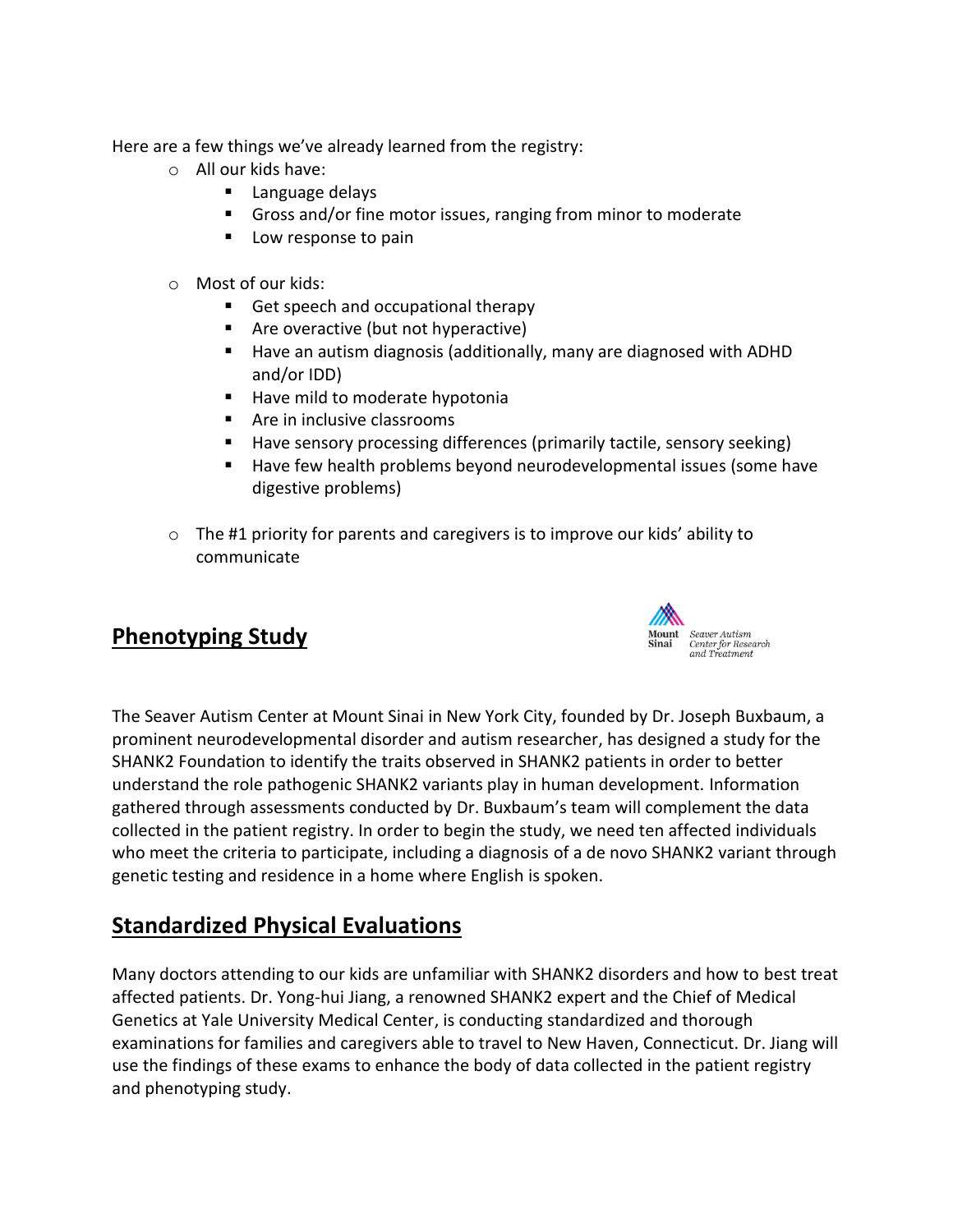Here are a few things we've already learned from the registry:

- All our kids have:
  - Language delays
  - Gross and/or fine motor issues, ranging from minor to moderate
  - Low response to pain

- Most of our kids:
  - Get speech and occupational therapy
  - Are overactive (but not hyperactive)
  - Have an autism diagnosis (additionally, many are diagnosed with ADHD and/or IDD)
  - Have mild to moderate hypotonia
  - Are in inclusive classrooms
  - Have sensory processing differences (primarily tactile, sensory seeking)
  - Have few health problems beyond neurodevelopmental issues (some have digestive problems)

- The #1 priority for parents and caregivers is to improve our kids' ability to communicate

## Phenotyping Study

Mount Sinai Seaver Autism Center for Research and Treatment

The Seaver Autism Center at Mount Sinai in New York City, founded by Dr. Joseph Buxbaum, a prominent neurodevelopmental disorder and autism researcher, has designed a study for the SHANK2 Foundation to identify the traits observed in SHANK2 patients in order to better understand the role pathogenic SHANK2 variants play in human development. Information gathered through assessments conducted by Dr. Buxbaum's team will complement the data collected in the patient registry. In order to begin the study, we need ten affected individuals who meet the criteria to participate, including a diagnosis of a de novo SHANK2 variant through genetic testing and residence in a home where English is spoken.

## Standardized Physical Evaluations

Many doctors attending to our kids are unfamiliar with SHANK2 disorders and how to best treat affected patients. Dr. Yong-hui Jiang, a renowned SHANK2 expert and the Chief of Medical Genetics at Yale University Medical Center, is conducting standardized and thorough examinations for families and caregivers able to travel to New Haven, Connecticut. Dr. Jiang will use the findings of these exams to enhance the body of data collected in the patient registry and phenotyping study.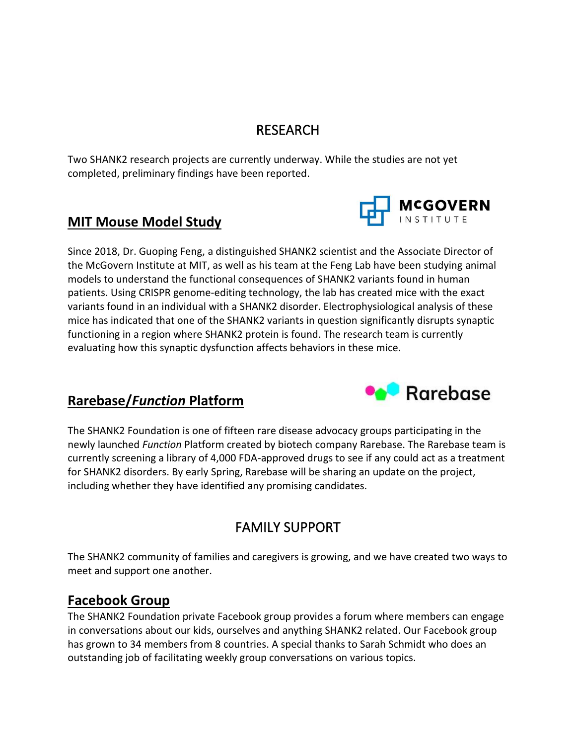# RESEARCH

Two SHANK2 research projects are currently underway. While the studies are not yet completed, preliminary findings have been reported.

## MIT Mouse Model Study

Since 2018, Dr. Guoping Feng, a distinguished SHANK2 scientist and the Associate Director of the McGovern Institute at MIT, as well as his team at the Feng Lab have been studying animal models to understand the functional consequences of SHANK2 variants found in human patients. Using CRISPR genome-editing technology, the lab has created mice with the exact variants found in an individual with a SHANK2 disorder. Electrophysiological analysis of these mice has indicated that one of the SHANK2 variants in question significantly disrupts synaptic functioning in a region where SHANK2 protein is found. The research team is currently evaluating how this synaptic dysfunction affects behaviors in these mice.

## Rarebase/*Function* Platform

The SHANK2 Foundation is one of fifteen rare disease advocacy groups participating in the newly launched *Function* Platform created by biotech company Rarebase. The Rarebase team is currently screening a library of 4,000 FDA-approved drugs to see if any could act as a treatment for SHANK2 disorders. By early Spring, Rarebase will be sharing an update on the project, including whether they have identified any promising candidates.

# FAMILY SUPPORT

The SHANK2 community of families and caregivers is growing, and we have created two ways to meet and support one another.

## Facebook Group

The SHANK2 Foundation private Facebook group provides a forum where members can engage in conversations about our kids, ourselves and anything SHANK2 related. Our Facebook group has grown to 34 members from 8 countries. A special thanks to Sarah Schmidt who does an outstanding job of facilitating weekly group conversations on various topics.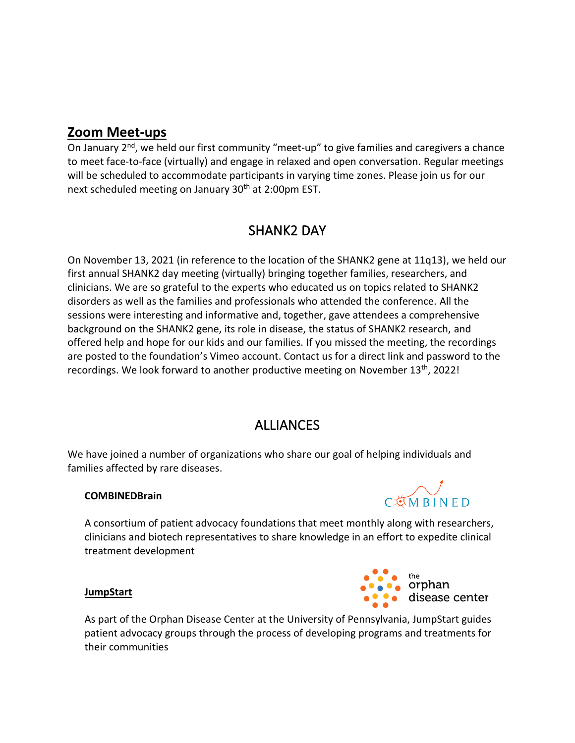## Zoom Meet-ups

On January 2nd, we held our first community "meet-up" to give families and caregivers a chance to meet face-to-face (virtually) and engage in relaxed and open conversation. Regular meetings will be scheduled to accommodate participants in varying time zones. Please join us for our next scheduled meeting on January 30th at 2:00pm EST.

## SHANK2 DAY

On November 13, 2021 (in reference to the location of the SHANK2 gene at 11q13), we held our first annual SHANK2 day meeting (virtually) bringing together families, researchers, and clinicians. We are so grateful to the experts who educated us on topics related to SHANK2 disorders as well as the families and professionals who attended the conference. All the sessions were interesting and informative and, together, gave attendees a comprehensive background on the SHANK2 gene, its role in disease, the status of SHANK2 research, and offered help and hope for our kids and our families. If you missed the meeting, the recordings are posted to the foundation's Vimeo account. Contact us for a direct link and password to the recordings. We look forward to another productive meeting on November 13th, 2022!

## ALLIANCES

We have joined a number of organizations who share our goal of helping individuals and families affected by rare diseases.

### COMBINEDBrain

A consortium of patient advocacy foundations that meet monthly along with researchers, clinicians and biotech representatives to share knowledge in an effort to expedite clinical treatment development

### JumpStart

As part of the Orphan Disease Center at the University of Pennsylvania, JumpStart guides patient advocacy groups through the process of developing programs and treatments for their communities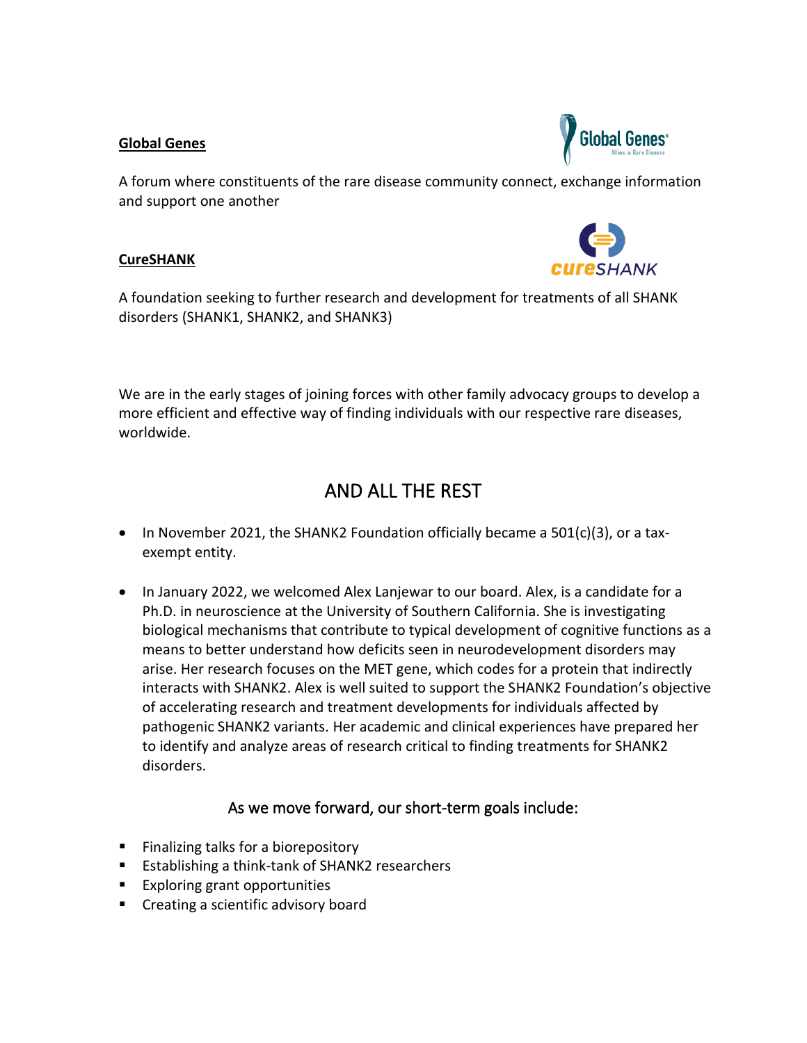**Global Genes**

A forum where constituents of the rare disease community connect, exchange information and support one another

**CureSHANK**

A foundation seeking to further research and development for treatments of all SHANK disorders (SHANK1, SHANK2, and SHANK3)

We are in the early stages of joining forces with other family advocacy groups to develop a more efficient and effective way of finding individuals with our respective rare diseases, worldwide.

## AND ALL THE REST

- In November 2021, the SHANK2 Foundation officially became a 501(c)(3), or a tax-exempt entity.
- In January 2022, we welcomed Alex Lanjewar to our board. Alex, is a candidate for a Ph.D. in neuroscience at the University of Southern California. She is investigating biological mechanisms that contribute to typical development of cognitive functions as a means to better understand how deficits seen in neurodevelopment disorders may arise. Her research focuses on the MET gene, which codes for a protein that indirectly interacts with SHANK2. Alex is well suited to support the SHANK2 Foundation's objective of accelerating research and treatment developments for individuals affected by pathogenic SHANK2 variants. Her academic and clinical experiences have prepared her to identify and analyze areas of research critical to finding treatments for SHANK2 disorders.

### As we move forward, our short-term goals include:

- Finalizing talks for a biorepository
- Establishing a think-tank of SHANK2 researchers
- Exploring grant opportunities
- Creating a scientific advisory board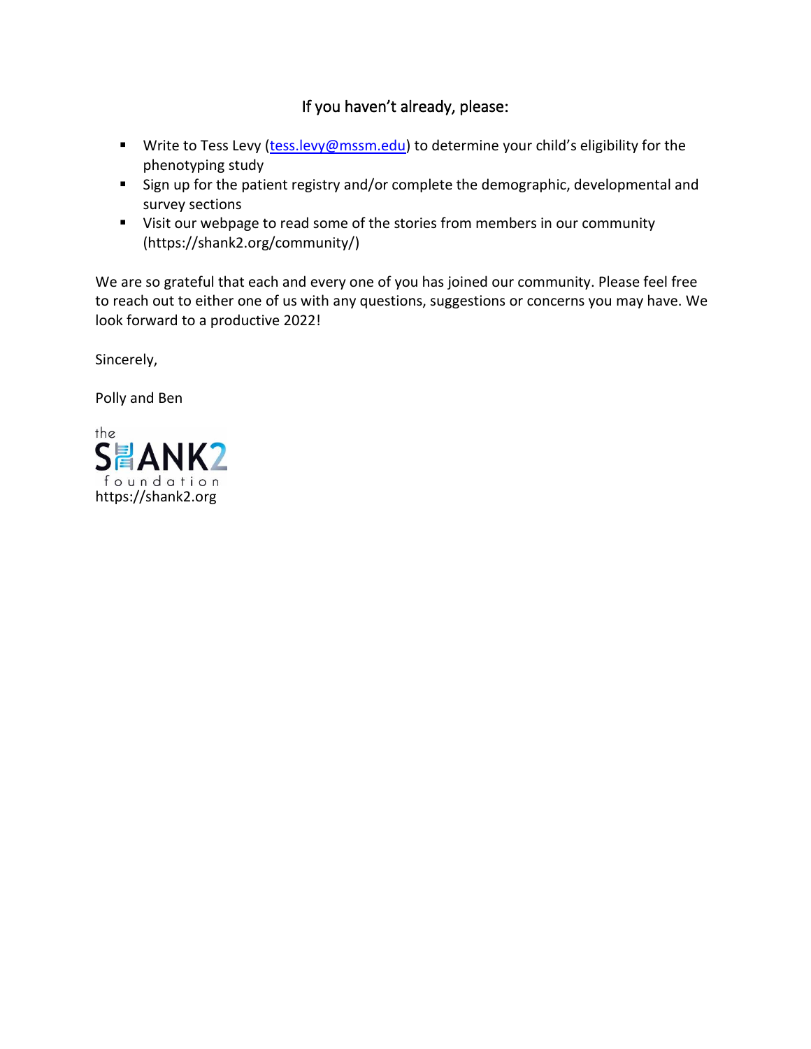## If you haven't already, please:

- Write to Tess Levy (tess.levy@mssm.edu) to determine your child's eligibility for the phenotyping study
- Sign up for the patient registry and/or complete the demographic, developmental and survey sections
- Visit our webpage to read some of the stories from members in our community (https://shank2.org/community/)

We are so grateful that each and every one of you has joined our community. Please feel free to reach out to either one of us with any questions, suggestions or concerns you may have. We look forward to a productive 2022!

Sincerely,

Polly and Ben

the SHANK2 foundation

https://shank2.org